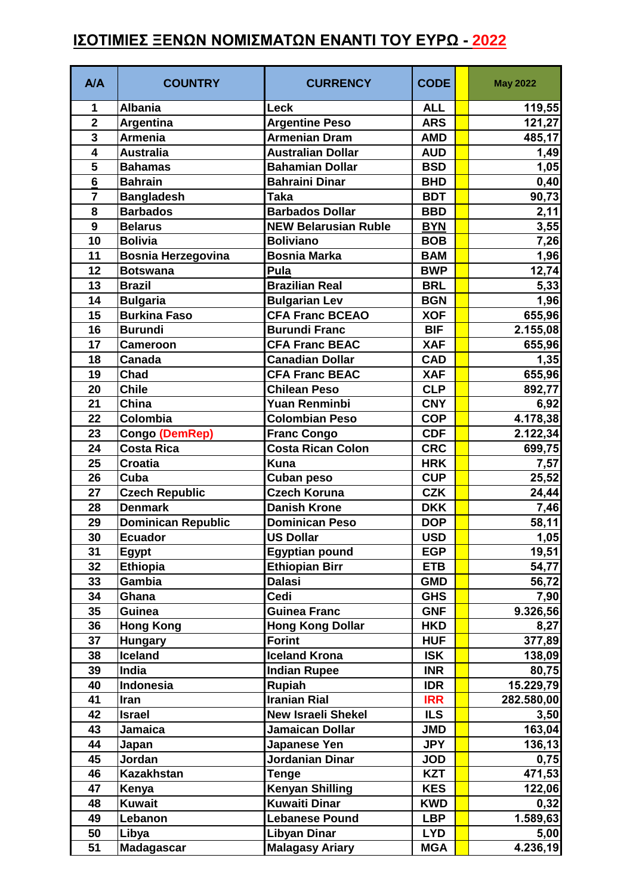# ΙΣΟΤΙΜΙΕΣ ΞΕΝΩΝ ΝΟΜΙΣΜΑΤΩΝ ΕΝΑΝΤΙ ΤΟΥ ΕΥΡΩ - 2022

| A/A | COUNTRY | CURRENCY | CODE | | May 2022 |
|---|---|---|---|---|---|
| 1 | Albania | Leck | ALL | | 119,55 |
| 2 | Argentina | Argentine Peso | ARS | | 121,27 |
| 3 | Armenia | Armenian Dram | AMD | | 485,17 |
| 4 | Australia | Australian Dollar | AUD | | 1,49 |
| 5 | Bahamas | Bahamian Dollar | BSD | | 1,05 |
| 6 | Bahrain | Bahraini Dinar | BHD | | 0,40 |
| 7 | Bangladesh | Taka | BDT | | 90,73 |
| 8 | Barbados | Barbados Dollar | BBD | | 2,11 |
| 9 | Belarus | NEW Belarusian Ruble | BYN | | 3,55 |
| 10 | Bolivia | Boliviano | BOB | | 7,26 |
| 11 | Bosnia Herzegovina | Bosnia Marka | BAM | | 1,96 |
| 12 | Botswana | Pula | BWP | | 12,74 |
| 13 | Brazil | Brazilian Real | BRL | | 5,33 |
| 14 | Bulgaria | Bulgarian Lev | BGN | | 1,96 |
| 15 | Burkina Faso | CFA Franc BCEAO | XOF | | 655,96 |
| 16 | Burundi | Burundi Franc | BIF | | 2.155,08 |
| 17 | Cameroon | CFA Franc BEAC | XAF | | 655,96 |
| 18 | Canada | Canadian Dollar | CAD | | 1,35 |
| 19 | Chad | CFA Franc BEAC | XAF | | 655,96 |
| 20 | Chile | Chilean Peso | CLP | | 892,77 |
| 21 | China | Yuan Renminbi | CNY | | 6,92 |
| 22 | Colombia | Colombian Peso | COP | | 4.178,38 |
| 23 | Congo (DemRep) | Franc Congo | CDF | | 2.122,34 |
| 24 | Costa Rica | Costa Rican Colon | CRC | | 699,75 |
| 25 | Croatia | Kuna | HRK | | 7,57 |
| 26 | Cuba | Cuban peso | CUP | | 25,52 |
| 27 | Czech Republic | Czech Koruna | CZK | | 24,44 |
| 28 | Denmark | Danish Krone | DKK | | 7,46 |
| 29 | Dominican Republic | Dominican Peso | DOP | | 58,11 |
| 30 | Ecuador | US Dollar | USD | | 1,05 |
| 31 | Egypt | Egyptian pound | EGP | | 19,51 |
| 32 | Ethiopia | Ethiopian Birr | ETB | | 54,77 |
| 33 | Gambia | Dalasi | GMD | | 56,72 |
| 34 | Ghana | Cedi | GHS | | 7,90 |
| 35 | Guinea | Guinea Franc | GNF | | 9.326,56 |
| 36 | Hong Kong | Hong Kong Dollar | HKD | | 8,27 |
| 37 | Hungary | Forint | HUF | | 377,89 |
| 38 | Iceland | Iceland Krona | ISK | | 138,09 |
| 39 | India | Indian Rupee | INR | | 80,75 |
| 40 | Indonesia | Rupiah | IDR | | 15.229,79 |
| 41 | Iran | Iranian Rial | IRR | | 282.580,00 |
| 42 | Israel | New Israeli Shekel | ILS | | 3,50 |
| 43 | Jamaica | Jamaican Dollar | JMD | | 163,04 |
| 44 | Japan | Japanese Yen | JPY | | 136,13 |
| 45 | Jordan | Jordanian Dinar | JOD | | 0,75 |
| 46 | Kazakhstan | Tenge | KZT | | 471,53 |
| 47 | Kenya | Kenyan Shilling | KES | | 122,06 |
| 48 | Kuwait | Kuwaiti Dinar | KWD | | 0,32 |
| 49 | Lebanon | Lebanese Pound | LBP | | 1.589,63 |
| 50 | Libya | Libyan Dinar | LYD | | 5,00 |
| 51 | Madagascar | Malagasy Ariary | MGA | | 4.236,19 |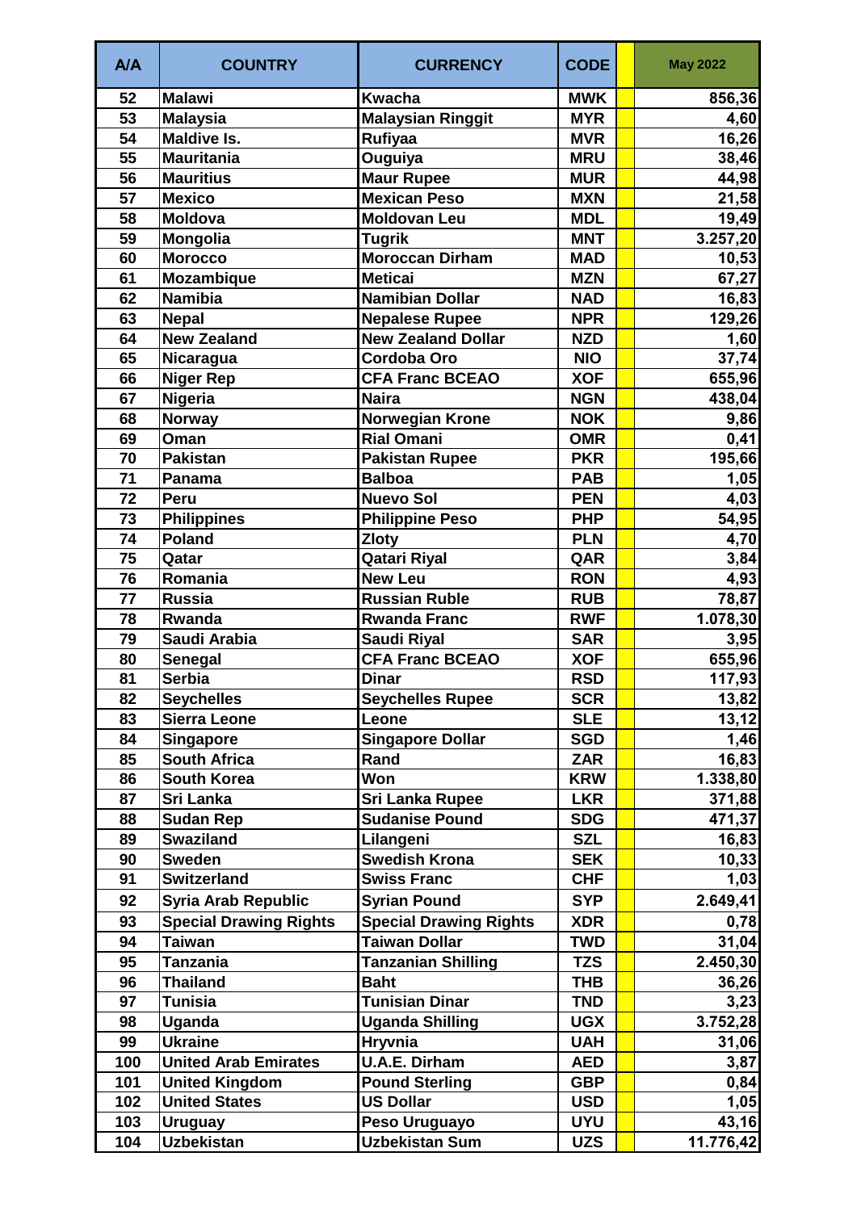| A/A | COUNTRY | CURRENCY | CODE | | May 2022 |
|---|---|---|---|---|---|
| 52 | Malawi | Kwacha | MWK | | 856,36 |
| 53 | Malaysia | Malaysian Ringgit | MYR | | 4,60 |
| 54 | Maldive Is. | Rufiyaa | MVR | | 16,26 |
| 55 | Mauritania | Ouguiya | MRU | | 38,46 |
| 56 | Mauritius | Maur Rupee | MUR | | 44,98 |
| 57 | Mexico | Mexican Peso | MXN | | 21,58 |
| 58 | Moldova | Moldovan Leu | MDL | | 19,49 |
| 59 | Mongolia | Tugrik | MNT | | 3.257,20 |
| 60 | Morocco | Moroccan Dirham | MAD | | 10,53 |
| 61 | Mozambique | Meticai | MZN | | 67,27 |
| 62 | Namibia | Namibian Dollar | NAD | | 16,83 |
| 63 | Nepal | Nepalese Rupee | NPR | | 129,26 |
| 64 | New Zealand | New Zealand Dollar | NZD | | 1,60 |
| 65 | Nicaragua | Cordoba Oro | NIO | | 37,74 |
| 66 | Niger Rep | CFA Franc BCEAO | XOF | | 655,96 |
| 67 | Nigeria | Naira | NGN | | 438,04 |
| 68 | Norway | Norwegian Krone | NOK | | 9,86 |
| 69 | Oman | Rial Omani | OMR | | 0,41 |
| 70 | Pakistan | Pakistan Rupee | PKR | | 195,66 |
| 71 | Panama | Balboa | PAB | | 1,05 |
| 72 | Peru | Nuevo Sol | PEN | | 4,03 |
| 73 | Philippines | Philippine Peso | PHP | | 54,95 |
| 74 | Poland | Zloty | PLN | | 4,70 |
| 75 | Qatar | Qatari Riyal | QAR | | 3,84 |
| 76 | Romania | New Leu | RON | | 4,93 |
| 77 | Russia | Russian Ruble | RUB | | 78,87 |
| 78 | Rwanda | Rwanda Franc | RWF | | 1.078,30 |
| 79 | Saudi Arabia | Saudi Riyal | SAR | | 3,95 |
| 80 | Senegal | CFA Franc BCEAO | XOF | | 655,96 |
| 81 | Serbia | Dinar | RSD | | 117,93 |
| 82 | Seychelles | Seychelles Rupee | SCR | | 13,82 |
| 83 | Sierra Leone | Leone | SLE | | 13,12 |
| 84 | Singapore | Singapore Dollar | SGD | | 1,46 |
| 85 | South Africa | Rand | ZAR | | 16,83 |
| 86 | South Korea | Won | KRW | | 1.338,80 |
| 87 | Sri Lanka | Sri Lanka Rupee | LKR | | 371,88 |
| 88 | Sudan Rep | Sudanise Pound | SDG | | 471,37 |
| 89 | Swaziland | Lilangeni | SZL | | 16,83 |
| 90 | Sweden | Swedish Krona | SEK | | 10,33 |
| 91 | Switzerland | Swiss Franc | CHF | | 1,03 |
| 92 | Syria Arab Republic | Syrian Pound | SYP | | 2.649,41 |
| 93 | Special Drawing Rights | Special Drawing Rights | XDR | | 0,78 |
| 94 | Taiwan | Taiwan Dollar | TWD | | 31,04 |
| 95 | Tanzania | Tanzanian Shilling | TZS | | 2.450,30 |
| 96 | Thailand | Baht | THB | | 36,26 |
| 97 | Tunisia | Tunisian Dinar | TND | | 3,23 |
| 98 | Uganda | Uganda Shilling | UGX | | 3.752,28 |
| 99 | Ukraine | Hryvnia | UAH | | 31,06 |
| 100 | United Arab Emirates | U.A.E. Dirham | AED | | 3,87 |
| 101 | United Kingdom | Pound Sterling | GBP | | 0,84 |
| 102 | United States | US Dollar | USD | | 1,05 |
| 103 | Uruguay | Peso Uruguayo | UYU | | 43,16 |
| 104 | Uzbekistan | Uzbekistan Sum | UZS | | 11.776,42 |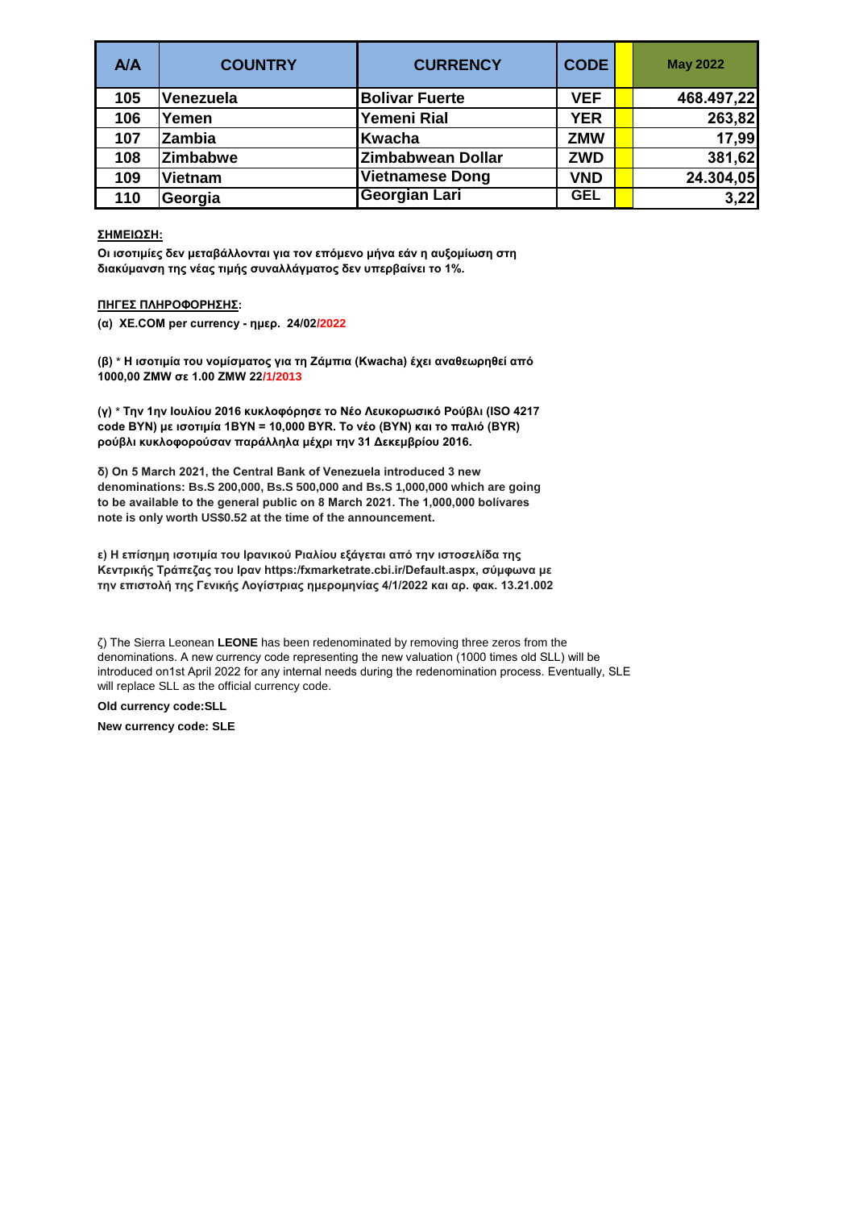| A/A | COUNTRY | CURRENCY | CODE | | May 2022 |
|---|---|---|---|---|---|
| 105 | Venezuela | Bolivar Fuerte | VEF | | 468.497,22 |
| 106 | Yemen | Yemeni Rial | YER | | 263,82 |
| 107 | Zambia | Kwacha | ZMW | | 17,99 |
| 108 | Zimbabwe | Zimbabwean Dollar | ZWD | | 381,62 |
| 109 | Vietnam | Vietnamese Dong | VND | | 24.304,05 |
| 110 | Georgia | Georgian Lari | GEL | | 3,22 |

**ΣΗΜΕΙΩΣΗ:**

**Οι ισοτιμίες δεν μεταβάλλονται για τον επόμενο μήνα εάν η αυξομίωση στη διακύμανση της νέας τιμής συναλλάγματος δεν υπερβαίνει το 1%.**

**ΠΗΓΕΣ ΠΛΗΡΟΦΟΡΗΣΗΣ:**

**(α) XE.COM per currency - ημερ. 24/02/2022**

**(β) * Η ισοτιμία του νομίσματος για τη Ζάμπια (Kwacha) έχει αναθεωρηθεί από 1000,00 ZMW σε 1.00 ZMW 22/1/2013**

**(γ) * Την 1ην Ιουλίου 2016 κυκλοφόρησε το Νέο Λευκορωσικό Ρούβλι (ISO 4217 code BYN) με ισοτιμία 1BYN = 10,000 BYR. Το νέο (BYN) και το παλιό (BYR) ρούβλι κυκλοφορούσαν παράλληλα μέχρι την 31 Δεκεμβρίου 2016.**

**δ) On 5 March 2021, the Central Bank of Venezuela introduced 3 new denominations: Bs.S 200,000, Bs.S 500,000 and Bs.S 1,000,000 which are going to be available to the general public on 8 March 2021. The 1,000,000 bolívares note is only worth US$0.52 at the time of the announcement.**

**ε) Η επίσημη ισοτιμία του Ιρανικού Ριαλίου εξάγεται από την ιστοσελίδα της Κεντρικής Τράπεζας του Ιραν https:/fxmarketrate.cbi.ir/Default.aspx, σύμφωνα με την επιστολή της Γενικής Λογίστριας ημερομηνίας 4/1/2022 και αρ. φακ. 13.21.002**

ζ) The Sierra Leonean **LEONE** has been redenominated by removing three zeros from the denominations. A new currency code representing the new valuation (1000 times old SLL) will be introduced on1st April 2022 for any internal needs during the redenomination process. Eventually, SLE will replace SLL as the official currency code.

**Old currency code:SLL**

**New currency code: SLE**